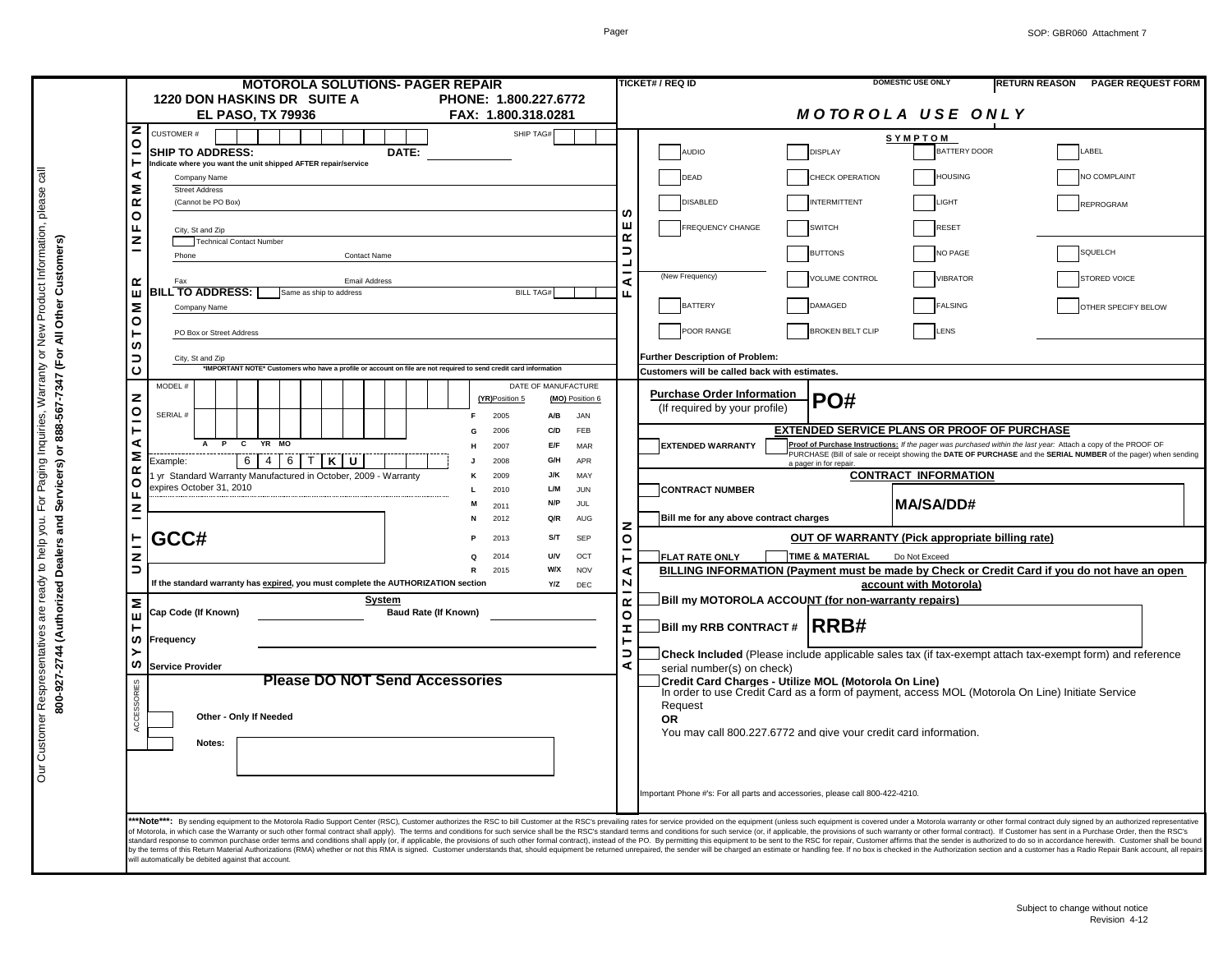Our Customer Respresentatives are ready to help you. For Paging Inquiries, Warranty or New Product Information, please call **800-927-2744 (Authorized Dealers and Servicers) or 888-567-7347 (For All Other Customers)**

# MOTOROLA SOLUTIONS- PAGER REPAIR

**1220 DON HASKINS DR SUITE A**
**EL PASO, TX 79936**

**PHONE: 1.800.227.6772**
**FAX: 1.800.318.0281**

**TICKET# / REQ ID** DOMESTIC USE ONLY **RETURN REASON PAGER REQUEST FORM**

***MOTOROLA USE ONLY***

## CUSTOMER INFORMATION

CUSTOMER # | SHIP TAG#

**SHIP TO ADDRESS:** **DATE:**

**Indicate where you want the unit shipped AFTER repair/service**

- Company Name
- Street Address
- (Cannot be PO Box)
- City, St and Zip
- Technical Contact Number
- Phone
- Contact Name
- Fax
- Email Address

**BILL TO ADDRESS:** ☐ Same as ship to address | BILL TAG#

- Company Name
- PO Box or Street Address
- City, St and Zip

***IMPORTANT NOTE* Customers who have a profile or account on file are not required to send credit card information**

## FAILURES

**SYMPTOM**

| | | | |
|---|---|---|---|
| ☐ AUDIO | ☐ DISPLAY | ☐ BATTERY DOOR | ☐ LABEL |
| ☐ DEAD | ☐ CHECK OPERATION | ☐ HOUSING | ☐ NO COMPLAINT |
| ☐ DISABLED | ☐ INTERMITTENT | ☐ LIGHT | ☐ REPROGRAM |
| ☐ FREQUENCY CHANGE | ☐ SWITCH | ☐ RESET | |
| | ☐ BUTTONS | ☐ NO PAGE | ☐ SQUELCH |
| (New Frequency) | ☐ VOLUME CONTROL | ☐ VIBRATOR | ☐ STORED VOICE |
| ☐ BATTERY | ☐ DAMAGED | ☐ FALSING | ☐ OTHER SPECIFY BELOW |
| ☐ POOR RANGE | ☐ BROKEN BELT CLIP | ☐ LENS | |

**Further Description of Problem:**

**Customers will be called back with estimates.**

## UNIT INFORMATION

MODEL #

SERIAL #

A P C YR MO

Example: 6 4 6 T **K U**

1 yr Standard Warranty Manufactured in October, 2009 - Warranty expires October 31, 2010

DATE OF MANUFACTURE

| (YR) Position 5 | | (MO) Position 6 | |
|---|---|---|---|
| F | 2005 | A/B | JAN |
| G | 2006 | C/D | FEB |
| H | 2007 | E/F | MAR |
| J | 2008 | G/H | APR |
| K | 2009 | J/K | MAY |
| L | 2010 | L/M | JUN |
| M | 2011 | N/P | JUL |
| N | 2012 | Q/R | AUG |
| P | 2013 | S/T | SEP |
| Q | 2014 | U/V | OCT |
| R | 2015 | W/X | NOV |
| | | Y/Z | DEC |

**GCC#**

**If the standard warranty has expired, you must complete the AUTHORIZATION section**

## SYSTEM

**System**

**Cap Code (If Known)** **Baud Rate (If Known)**

**Frequency**

**Service Provider**

## ACCESSORIES

**Please DO NOT Send Accessories**

☐ **Other - Only If Needed**

☐ **Notes:**

## AUTHORIZATION

**Purchase Order Information** (If required by your profile) **PO#**

**EXTENDED SERVICE PLANS OR PROOF OF PURCHASE**

**EXTENDED WARRANTY** ☐ ***Proof of Purchase Instructions:*** *If the pager was purchased within the last year:* Attach a copy of the PROOF OF PURCHASE (Bill of sale or receipt showing the **DATE OF PURCHASE** and the **SERIAL NUMBER** of the pager) when sending a pager in for repair.

**CONTRACT INFORMATION**

☐ **CONTRACT NUMBER** **MA/SA/DD#**

☐ **Bill me for any above contract charges**

**OUT OF WARRANTY (Pick appropriate billing rate)**

☐ **FLAT RATE ONLY** ☐ **TIME & MATERIAL** Do Not Exceed

**BILLING INFORMATION (Payment must be made by Check or Credit Card if you do not have an open account with Motorola)**

☐ **Bill my MOTOROLA ACCOUNT (for non-warranty repairs)**

☐ **Bill my RRB CONTRACT #** **RRB#**

☐ **Check Included** (Please include applicable sales tax (if tax-exempt attach tax-exempt form) and reference serial number(s) on check)

**Credit Card Charges - Utilize MOL (Motorola On Line)**
In order to use Credit Card as a form of payment, access MOL (Motorola On Line) Initiate Service Request
**OR**
You may call 800.227.6772 and give your credit card information.

Important Phone #'s: For all parts and accessories, please call 800-422-4210.

***Note***: By sending equipment to the Motorola Radio Support Center (RSC), Customer authorizes the RSC to bill Customer at the RSC's prevailing rates for service provided on the equipment (unless such equipment is covered under a Motorola warranty or other formal contract duly signed by an authorized representative of Motorola, in which case the Warranty or such other formal contract shall apply). The terms and conditions for such service shall be the RSC's standard terms and conditions for such service (or, if applicable, the provisions of such warranty or other formal contract). If Customer has sent in a Purchase Order, then the RSC's standard response to common purchase order terms and conditions shall apply (or, if applicable, the provisions of such other formal contract), instead of the PO. By permitting this equipment to be sent to the RSC for repair, Customer affirms that the sender is authorized to do so in accordance herewith. Customer shall be bound by the terms of this Return Material Authorizations (RMA) whether or not this RMA is signed. Customer understands that, should equipment be returned unrepaired, the sender will be charged an estimate or handling fee. If no box is checked in the Authorization section and a customer has a Radio Repair Bank account, all repairs will automatically be debited against that account.

Subject to change without notice
Revision 4-12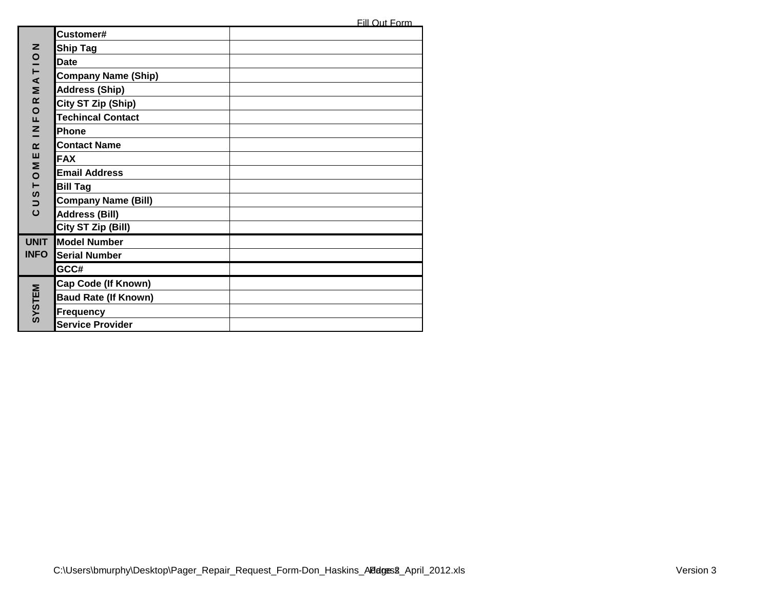Fill Out Form

| Section | Field | Value |
|---|---|---|
| CUSTOMER INFORMATION | Customer# | |
| | Ship Tag | |
| | Date | |
| | Company Name (Ship) | |
| | Address (Ship) | |
| | City ST Zip (Ship) | |
| | Techincal Contact | |
| | Phone | |
| | Contact Name | |
| | FAX | |
| | Email Address | |
| | Bill Tag | |
| | Company Name (Bill) | |
| | Address (Bill) | |
| | City ST Zip (Bill) | |
| UNIT INFO | Model Number | |
| | Serial Number | |
| | GCC# | |
| SYSTEM | Cap Code (If Known) | |
| | Baud Rate (If Known) | |
| | Frequency | |
| | Service Provider | |

C:\Users\bmurphy\Desktop\Pager_Repair_Request_Form-Don_Haskins_Address_April_2012.xls

Version 3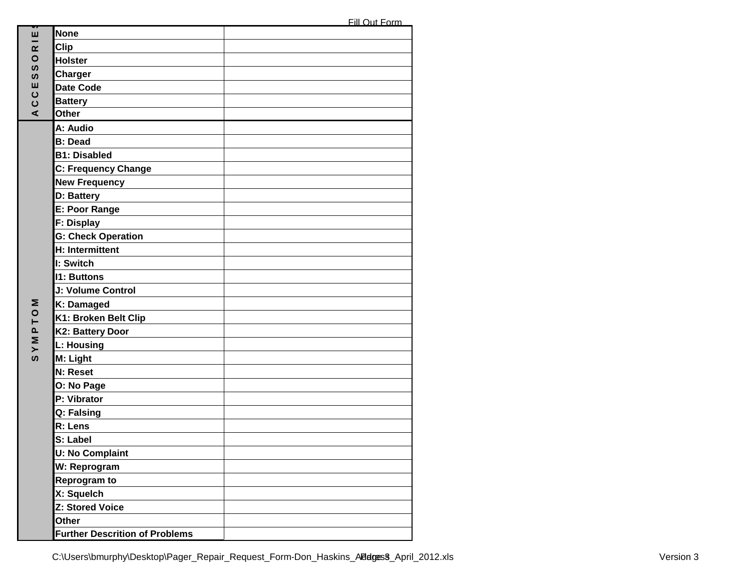Fill Out Form

| | | |
|---|---|---|
| ACCESSORIES | **None** | |
| | **Clip** | |
| | **Holster** | |
| | **Charger** | |
| | **Date Code** | |
| | **Battery** | |
| | **Other** | |
| SYMPTOM | **A: Audio** | |
| | **B: Dead** | |
| | **B1: Disabled** | |
| | **C: Frequency Change** | |
| | **New Frequency** | |
| | **D: Battery** | |
| | **E: Poor Range** | |
| | **F: Display** | |
| | **G: Check Operation** | |
| | **H: Intermittent** | |
| | **I: Switch** | |
| | **I1: Buttons** | |
| | **J: Volume Control** | |
| | **K: Damaged** | |
| | **K1: Broken Belt Clip** | |
| | **K2: Battery Door** | |
| | **L: Housing** | |
| | **M: Light** | |
| | **N: Reset** | |
| | **O: No Page** | |
| | **P: Vibrator** | |
| | **Q: Falsing** | |
| | **R: Lens** | |
| | **S: Label** | |
| | **U: No Complaint** | |
| | **W: Reprogram** | |
| | **Reprogram to** | |
| | **X: Squelch** | |
| | **Z: Stored Voice** | |
| | **Other** | |
| | **Further Descrition of Problems** | |

C:\Users\bmurphy\Desktop\Pager_Repair_Request_Form-Don_Haskins_Address_April_2012.xls

Version 3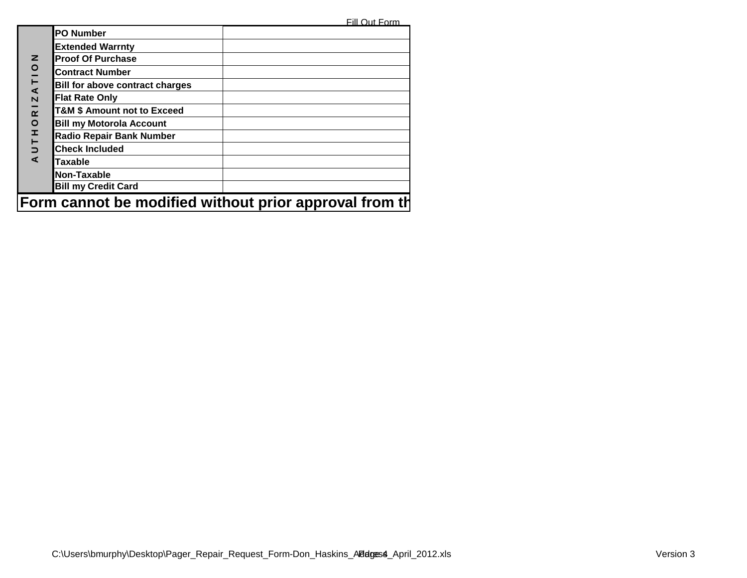Fill Out Form

| AUTHORIZATION | | |
|---|---|---|
| | **PO Number** | |
| | **Extended Warrnty** | |
| | **Proof Of Purchase** | |
| | **Contract Number** | |
| | **Bill for above contract charges** | |
| | **Flat Rate Only** | |
| | **T&M $ Amount not to Exceed** | |
| | **Bill my Motorola Account** | |
| | **Radio Repair Bank Number** | |
| | **Check Included** | |
| | **Taxable** | |
| | **Non-Taxable** | |
| | **Bill my Credit Card** | |

**Form cannot be modified without prior approval from th**

C:\Users\bmurphy\Desktop\Pager_Repair_Request_Form-Don_Haskins_Address_April_2012.xls Version 3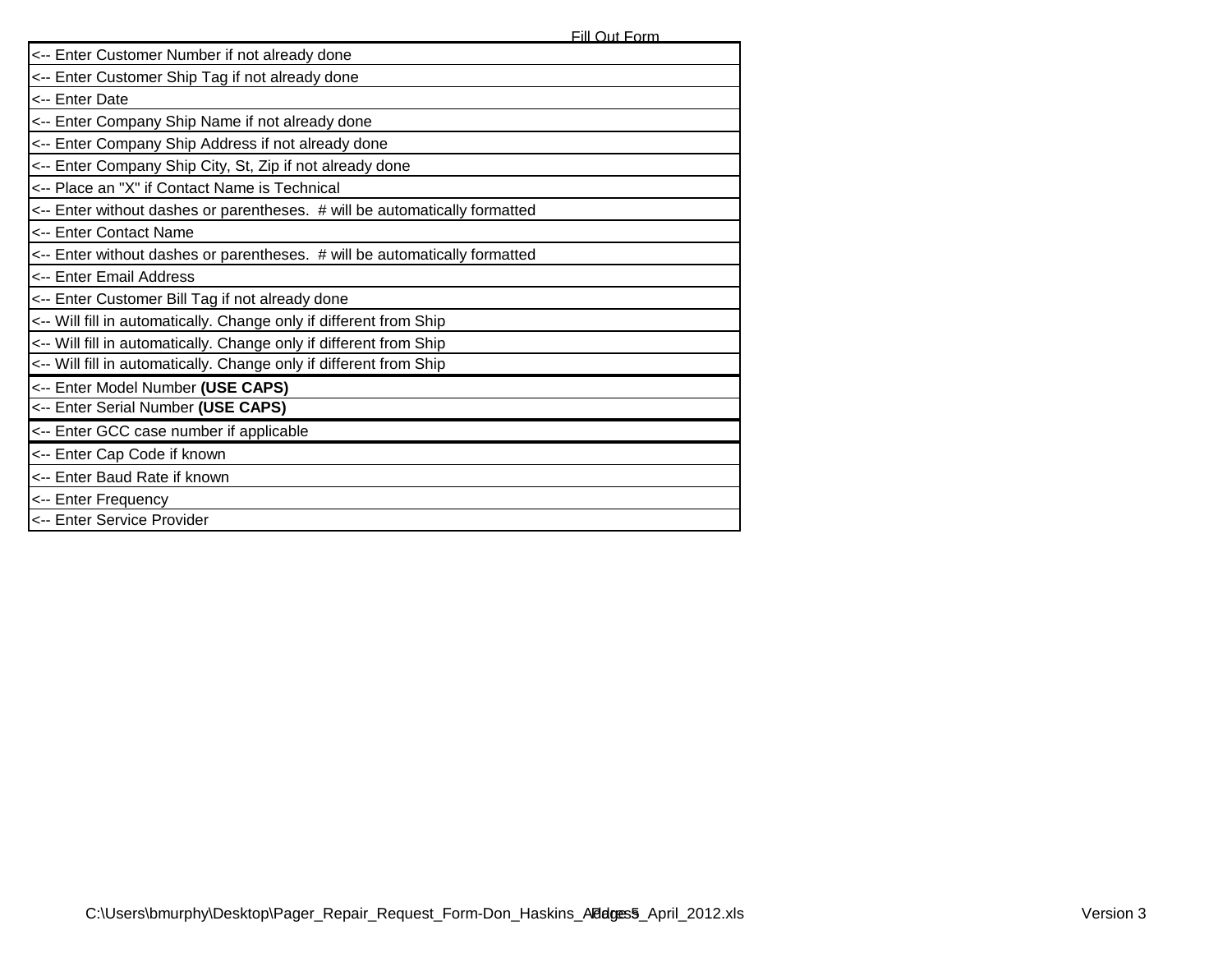Fill Out Form

| |
|---|
| <-- Enter Customer Number if not already done |
| <-- Enter Customer Ship Tag if not already done |
| <-- Enter Date |
| <-- Enter Company Ship Name if not already done |
| <-- Enter Company Ship Address if not already done |
| <-- Enter Company Ship City, St, Zip if not already done |
| <-- Place an "X" if Contact Name is Technical |
| <-- Enter without dashes or parentheses.  # will be automatically formatted |
| <-- Enter Contact Name |
| <-- Enter without dashes or parentheses.  # will be automatically formatted |
| <-- Enter Email Address |
| <-- Enter Customer Bill Tag if not already done |
| <-- Will fill in automatically. Change only if different from Ship |
| <-- Will fill in automatically. Change only if different from Ship |
| <-- Will fill in automatically. Change only if different from Ship |
| <-- Enter Model Number **(USE CAPS)** |
| <-- Enter Serial Number **(USE CAPS)** |
| <-- Enter GCC case number if applicable |
| <-- Enter Cap Code if known |
| <-- Enter Baud Rate if known |
| <-- Enter Frequency |
| <-- Enter Service Provider |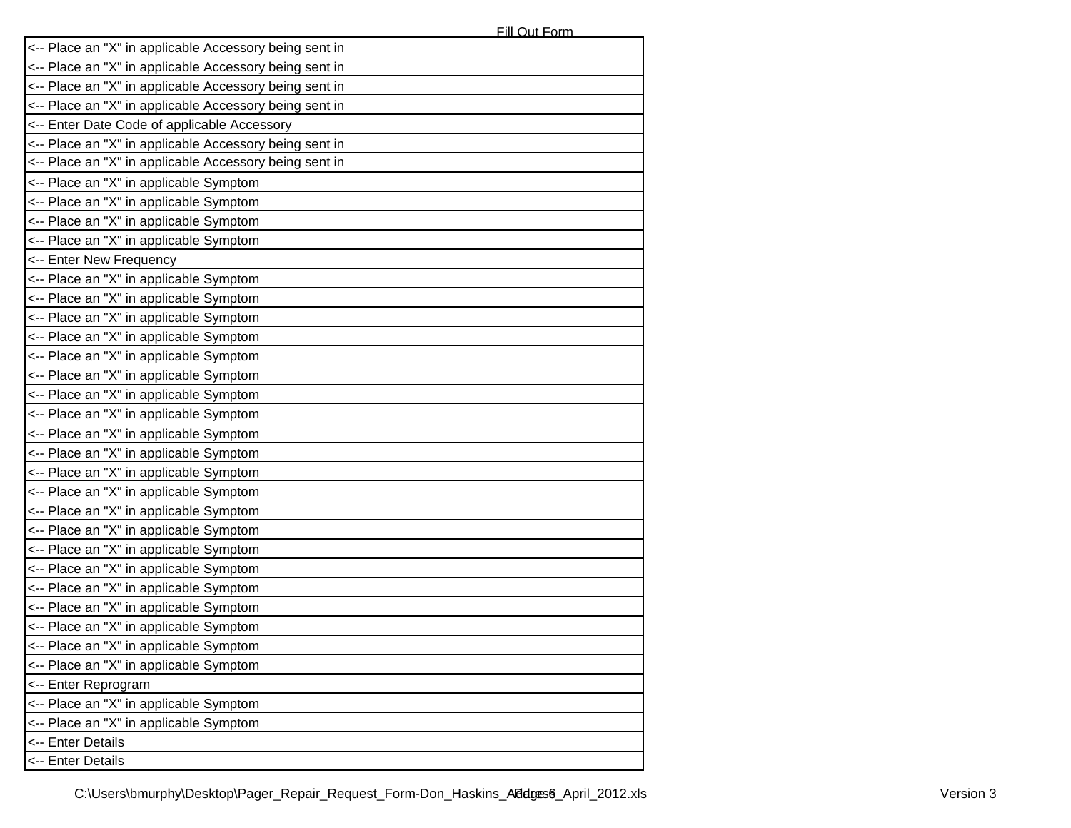Fill Out Form

| |
|---|
| <-- Place an "X" in applicable Accessory being sent in |
| <-- Place an "X" in applicable Accessory being sent in |
| <-- Place an "X" in applicable Accessory being sent in |
| <-- Place an "X" in applicable Accessory being sent in |
| <-- Enter Date Code of applicable Accessory |
| <-- Place an "X" in applicable Accessory being sent in |
| <-- Place an "X" in applicable Accessory being sent in |
| <-- Place an "X" in applicable Symptom |
| <-- Place an "X" in applicable Symptom |
| <-- Place an "X" in applicable Symptom |
| <-- Place an "X" in applicable Symptom |
| <-- Enter New Frequency |
| <-- Place an "X" in applicable Symptom |
| <-- Place an "X" in applicable Symptom |
| <-- Place an "X" in applicable Symptom |
| <-- Place an "X" in applicable Symptom |
| <-- Place an "X" in applicable Symptom |
| <-- Place an "X" in applicable Symptom |
| <-- Place an "X" in applicable Symptom |
| <-- Place an "X" in applicable Symptom |
| <-- Place an "X" in applicable Symptom |
| <-- Place an "X" in applicable Symptom |
| <-- Place an "X" in applicable Symptom |
| <-- Place an "X" in applicable Symptom |
| <-- Place an "X" in applicable Symptom |
| <-- Place an "X" in applicable Symptom |
| <-- Place an "X" in applicable Symptom |
| <-- Place an "X" in applicable Symptom |
| <-- Place an "X" in applicable Symptom |
| <-- Place an "X" in applicable Symptom |
| <-- Place an "X" in applicable Symptom |
| <-- Place an "X" in applicable Symptom |
| <-- Enter Reprogram |
| <-- Place an "X" in applicable Symptom |
| <-- Place an "X" in applicable Symptom |
| <-- Enter Details |
| <-- Enter Details |

C:\Users\bmurphy\Desktop\Pager_Repair_Request_Form-Don_Haskins_Address_April_2012.xls

Version 3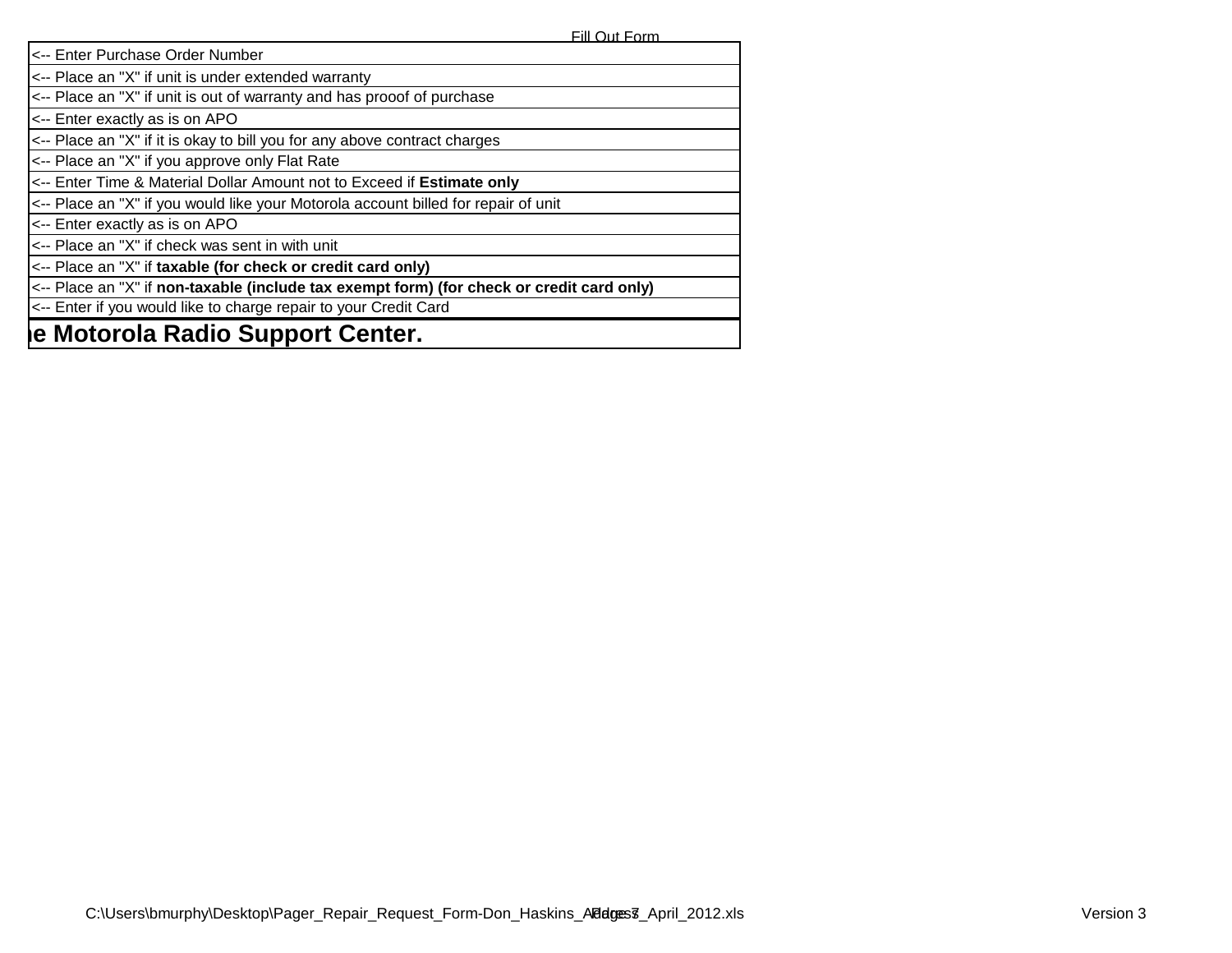Fill Out Form

| <-- Enter Purchase Order Number |
|---|
| <-- Place an "X" if unit is under extended warranty |
| <-- Place an "X" if unit is out of warranty and has prooof of purchase |
| <-- Enter exactly as is on APO |
| <-- Place an "X" if it is okay to bill you for any above contract charges |
| <-- Place an "X" if you approve only Flat Rate |
| <-- Enter Time & Material Dollar Amount not to Exceed if **Estimate only** |
| <-- Place an "X" if you would like your Motorola account billed for repair of unit |
| <-- Enter exactly as is on APO |
| <-- Place an "X" if check was sent in with unit |
| <-- Place an "X" if **taxable (for check or credit card only)** |
| <-- Place an "X" if **non-taxable (include tax exempt form) (for check or credit card only)** |
| <-- Enter if you would like to charge repair to your Credit Card |
| **ie Motorola Radio Support Center.** |

C:\Users\bmurphy\Desktop\Pager_Repair_Request_Form-Don_Haskins_Address_April_2012.xls

Version 3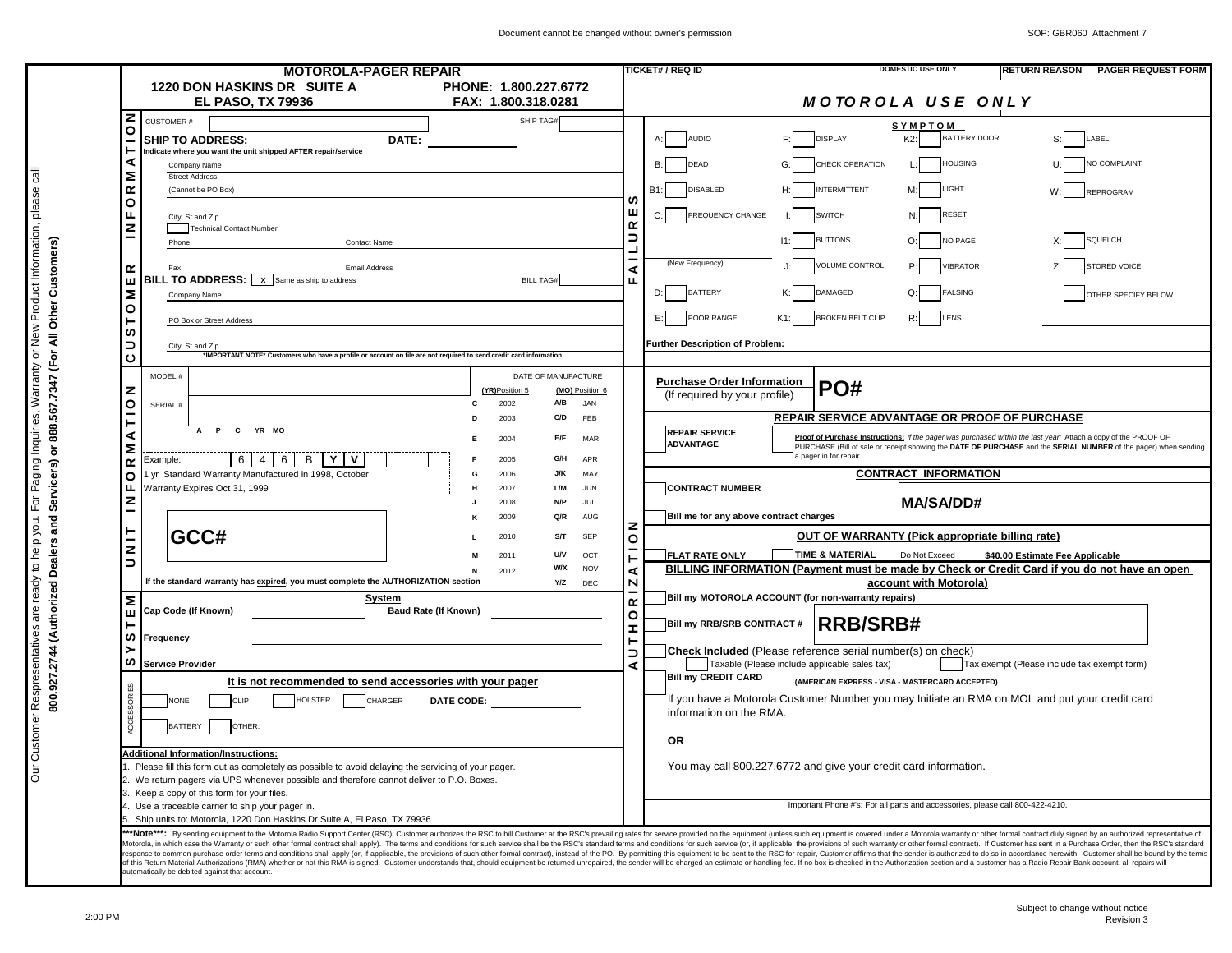Our Customer Respresentatives are ready to help you. For Paging Inquiries, Warranty or New Product Information, please call **800.927.2744 (Authorized Dealers and Servicers) or 888.567.7347 (For All Other Customers)**

# MOTOROLA-PAGER REPAIR

**1220 DON HASKINS DR SUITE A**
**EL PASO, TX 79936**

**PHONE: 1.800.227.6772**
**FAX: 1.800.318.0281**

**TICKET# / REQ ID** — DOMESTIC USE ONLY — **RETURN REASON** — **PAGER REQUEST FORM**

***MOTOROLA USE ONLY***

## CUSTOMER INFORMATION

CUSTOMER # ______ SHIP TAG# ______

**SHIP TO ADDRESS:** **DATE:** ______

Indicate where you want the unit shipped AFTER repair/service

- Company Name
- Street Address
- (Cannot be PO Box)
- City, St and Zip
- Technical Contact Number
- Phone — Contact Name
- Fax — Email Address

**BILL TO ADDRESS:** [ x ] Same as ship to address — BILL TAG# ______

- Company Name
- PO Box or Street Address
- City, St and Zip

*IMPORTANT NOTE* Customers who have a profile or account on file are not required to send credit card information

## FAILURES — SYMPTOM

| | | | | | | | |
|---|---|---|---|---|---|---|---|
| A: | AUDIO | F: | DISPLAY | K2: | BATTERY DOOR | S: | LABEL |
| B: | DEAD | G: | CHECK OPERATION | L: | HOUSING | U: | NO COMPLAINT |
| B1: | DISABLED | H: | INTERMITTENT | M: | LIGHT | W: | REPROGRAM |
| C: | FREQUENCY CHANGE | I: | SWITCH | N: | RESET | | |
| | | I1: | BUTTONS | O: | NO PAGE | X: | SQUELCH |
| | (New Frequency) | J: | VOLUME CONTROL | P: | VIBRATOR | Z: | STORED VOICE |
| D: | BATTERY | K: | DAMAGED | Q: | FALSING | | OTHER SPECIFY BELOW |
| E: | POOR RANGE | K1: | BROKEN BELT CLIP | R: | LENS | | |

**Further Description of Problem:**

## UNIT INFORMATION

MODEL # ______

SERIAL # ______

A P C YR MO

Example: 6 4 6 B **Y** **V**

1 yr Standard Warranty Manufactured in 1998, October
Warranty Expires Oct 31, 1999

**GCC#**

DATE OF MANUFACTURE

| | (YR)Position 5 | (MO) Position 6 | |
|---|---|---|---|
| C | 2002 | A/B | JAN |
| D | 2003 | C/D | FEB |
| E | 2004 | E/F | MAR |
| F | 2005 | G/H | APR |
| G | 2006 | J/K | MAY |
| H | 2007 | L/M | JUN |
| J | 2008 | N/P | JUL |
| K | 2009 | Q/R | AUG |
| L | 2010 | S/T | SEP |
| M | 2011 | U/V | OCT |
| N | 2012 | W/X | NOV |
| | | Y/Z | DEC |

**If the standard warranty has expired, you must complete the AUTHORIZATION section**

## SYSTEM

**System**

**Cap Code (If Known)** ______ **Baud Rate (If Known)** ______

**Frequency** ______

**Service Provider** ______

## ACCESSORIES

**It is not recommended to send accessories with your pager**

[ ] NONE [ ] CLIP [ ] HOLSTER [ ] CHARGER **DATE CODE:** ______

[ ] BATTERY [ ] OTHER: ______

**Additional Information/Instructions:**

1. Please fill this form out as completely as possible to avoid delaying the servicing of your pager.
2. We return pagers via UPS whenever possible and therefore cannot deliver to P.O. Boxes.
3. Keep a copy of this form for your files.
4. Use a traceable carrier to ship your pager in.
5. Ship units to: Motorola, 1220 Don Haskins Dr Suite A, El Paso, TX 79936

## AUTHORIZATION

**Purchase Order Information** (If required by your profile) **PO#**

**REPAIR SERVICE ADVANTAGE OR PROOF OF PURCHASE**

**REPAIR SERVICE ADVANTAGE** [ ]

**Proof of Purchase Instructions:** *If the pager was purchased within the last year:* Attach a copy of the PROOF OF PURCHASE (Bill of sale or receipt showing the **DATE OF PURCHASE** and the **SERIAL NUMBER** of the pager) when sending a pager in for repair.

**CONTRACT INFORMATION**

[ ] **CONTRACT NUMBER** **MA/SA/DD#**

[ ] **Bill me for any above contract charges**

**OUT OF WARRANTY (Pick appropriate billing rate)**

[ ] **FLAT RATE ONLY** [ ] **TIME & MATERIAL** Do Not Exceed **$40.00 Estimate Fee Applicable**

**BILLING INFORMATION (Payment must be made by Check or Credit Card if you do not have an open account with Motorola)**

[ ] **Bill my MOTOROLA ACCOUNT (for non-warranty repairs)**

[ ] **Bill my RRB/SRB CONTRACT #** **RRB/SRB#**

[ ] **Check Included** (Please reference serial number(s) on check)
[ ] Taxable (Please include applicable sales tax) [ ] Tax exempt (Please include tax exempt form)

[ ] **Bill my CREDIT CARD** **(AMERICAN EXPRESS - VISA - MASTERCARD ACCEPTED)**

If you have a Motorola Customer Number you may Initiate an RMA on MOL and put your credit card information on the RMA.

**OR**

You may call 800.227.6772 and give your credit card information.

Important Phone #'s: For all parts and accessories, please call 800-422-4210.

*****Note*****: By sending equipment to the Motorola Radio Support Center (RSC), Customer authorizes the RSC to bill Customer at the RSC's prevailing rates for service provided on the equipment (unless such equipment is covered under a Motorola warranty or other formal contract duly signed by an authorized representative of Motorola, in which case the Warranty or such other formal contract shall apply). The terms and conditions for such service shall be the RSC's standard terms and conditions for such service (or, if applicable, the provisions of such warranty or other formal contract). If Customer has sent in a Purchase Order, then the RSC's standard response to common purchase order terms and conditions shall apply (or, if applicable, the provisions of such other formal contract), instead of the PO. By permitting this equipment to be sent to the RSC for repair, Customer affirms that the sender is authorized to do so in accordance herewith. Customer shall be bound by the terms of this Return Material Authorizations (RMA) whether or not this RMA is signed. Customer understands that, should equipment be returned unrepaired, the sender will be charged an estimate or handling fee. If no box is checked in the Authorization section and a customer has a Radio Repair Bank account, all repairs will automatically be debited against that account.

Subject to change without notice
Revision 3